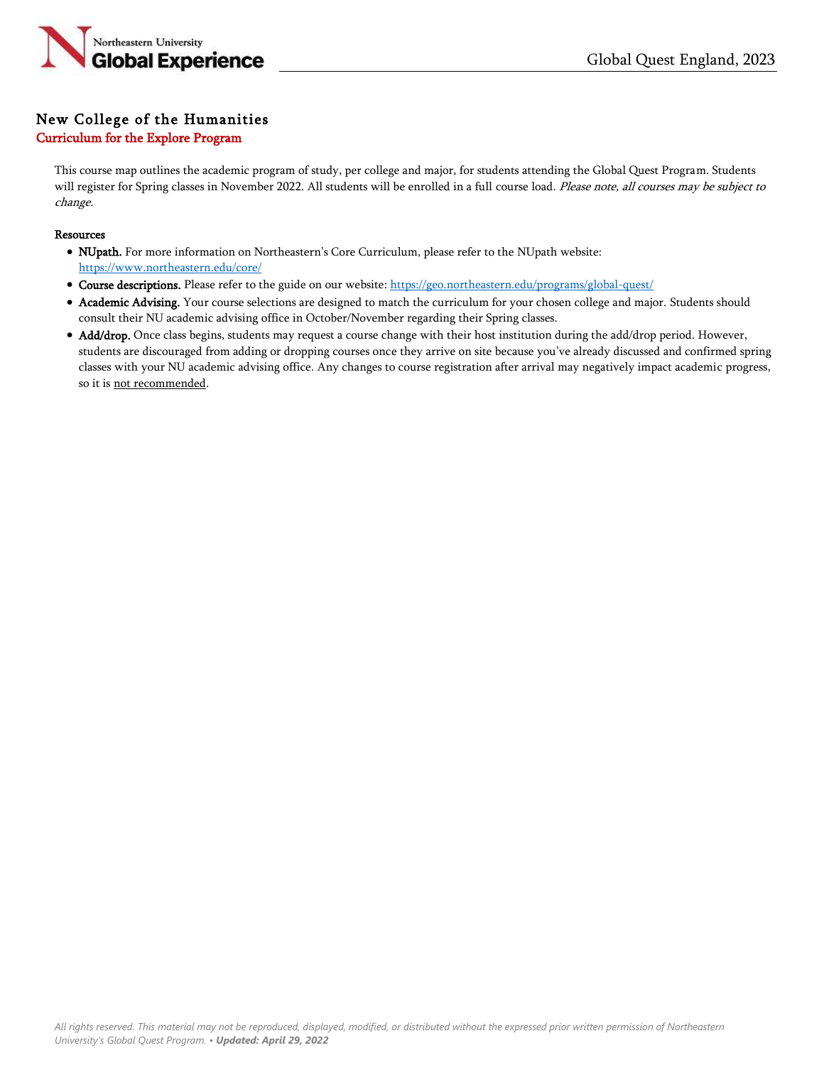## New College of the Humanities

### Curriculum for the Explore Program

This course map outlines the academic program of study, per college and major, for students attending the Global Quest Program. Students will register for Spring classes in November 2022. All students will be enrolled in a full course load. *Please note, all courses may be subject to change.*

**Resources**

- **NUpath.** For more information on Northeastern's Core Curriculum, please refer to the NUpath website: https://www.northeastern.edu/core/
- **Course descriptions.** Please refer to the guide on our website: https://geo.northeastern.edu/programs/global-quest/
- **Academic Advising.** Your course selections are designed to match the curriculum for your chosen college and major. Students should consult their NU academic advising office in October/November regarding their Spring classes.
- **Add/drop.** Once class begins, students may request a course change with their host institution during the add/drop period. However, students are discouraged from adding or dropping courses once they arrive on site because you've already discussed and confirmed spring classes with your NU academic advising office. Any changes to course registration after arrival may negatively impact academic progress, so it is not recommended.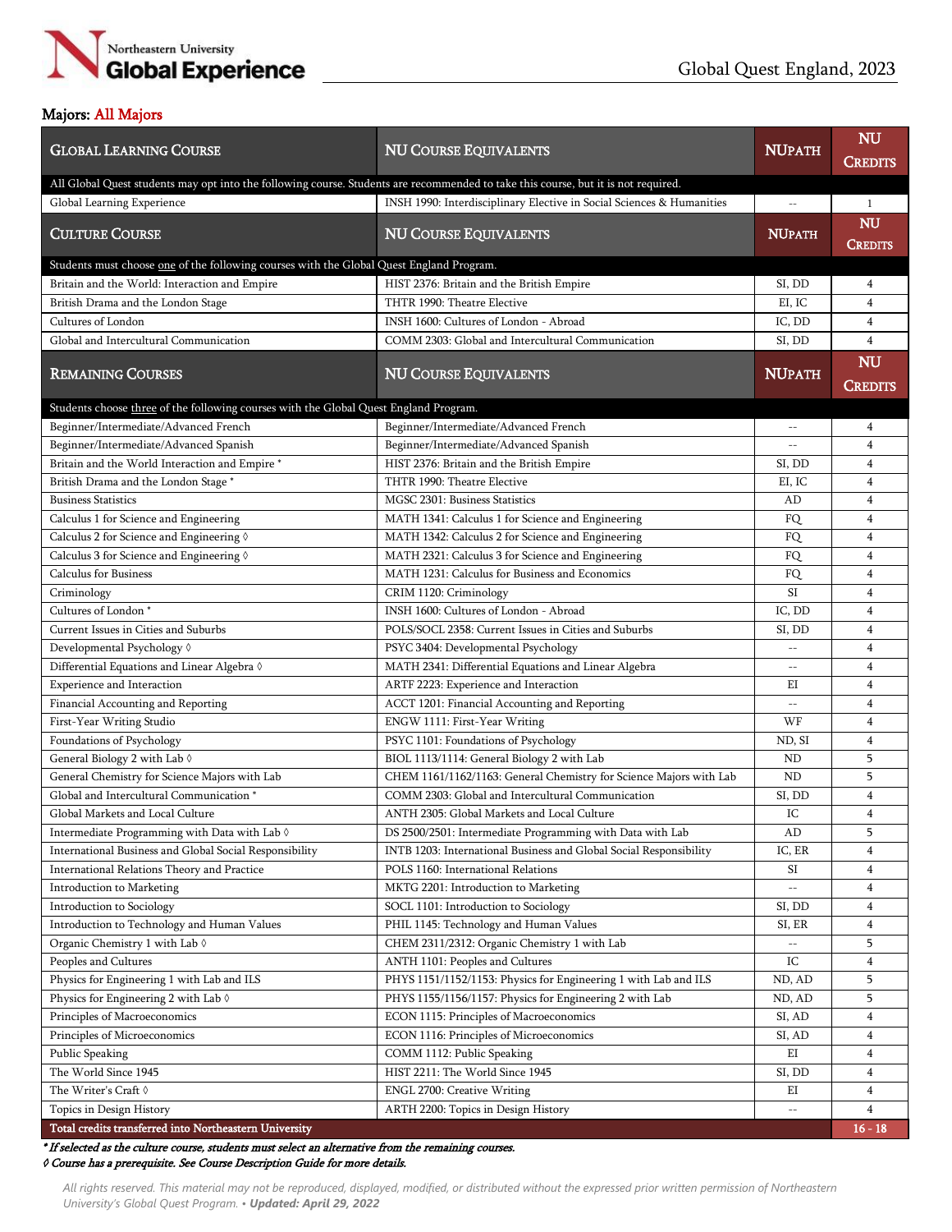Majors: All Majors

| GLOBAL LEARNING COURSE | NU COURSE EQUIVALENTS | NUPATH | NU CREDITS |
|---|---|---|---|
| All Global Quest students may opt into the following course. Students are recommended to take this course, but it is not required. | | | |
| Global Learning Experience | INSH 1990: Interdisciplinary Elective in Social Sciences & Humanities | -- | 1 |
| **CULTURE COURSE** | **NU COURSE EQUIVALENTS** | **NUPATH** | **NU CREDITS** |
| Students must choose one of the following courses with the Global Quest England Program. | | | |
| Britain and the World: Interaction and Empire | HIST 2376: Britain and the British Empire | SI, DD | 4 |
| British Drama and the London Stage | THTR 1990: Theatre Elective | EI, IC | 4 |
| Cultures of London | INSH 1600: Cultures of London - Abroad | IC, DD | 4 |
| Global and Intercultural Communication | COMM 2303: Global and Intercultural Communication | SI, DD | 4 |
| **REMAINING COURSES** | **NU COURSE EQUIVALENTS** | **NUPATH** | **NU CREDITS** |
| Students choose three of the following courses with the Global Quest England Program. | | | |
| Beginner/Intermediate/Advanced French | Beginner/Intermediate/Advanced French | -- | 4 |
| Beginner/Intermediate/Advanced Spanish | Beginner/Intermediate/Advanced Spanish | -- | 4 |
| Britain and the World Interaction and Empire * | HIST 2376: Britain and the British Empire | SI, DD | 4 |
| British Drama and the London Stage * | THTR 1990: Theatre Elective | EI, IC | 4 |
| Business Statistics | MGSC 2301: Business Statistics | AD | 4 |
| Calculus 1 for Science and Engineering | MATH 1341: Calculus 1 for Science and Engineering | FQ | 4 |
| Calculus 2 for Science and Engineering ◊ | MATH 1342: Calculus 2 for Science and Engineering | FQ | 4 |
| Calculus 3 for Science and Engineering ◊ | MATH 2321: Calculus 3 for Science and Engineering | FQ | 4 |
| Calculus for Business | MATH 1231: Calculus for Business and Economics | FQ | 4 |
| Criminology | CRIM 1120: Criminology | SI | 4 |
| Cultures of London * | INSH 1600: Cultures of London - Abroad | IC, DD | 4 |
| Current Issues in Cities and Suburbs | POLS/SOCL 2358: Current Issues in Cities and Suburbs | SI, DD | 4 |
| Developmental Psychology ◊ | PSYC 3404: Developmental Psychology | -- | 4 |
| Differential Equations and Linear Algebra ◊ | MATH 2341: Differential Equations and Linear Algebra | -- | 4 |
| Experience and Interaction | ARTF 2223: Experience and Interaction | EI | 4 |
| Financial Accounting and Reporting | ACCT 1201: Financial Accounting and Reporting | -- | 4 |
| First-Year Writing Studio | ENGW 1111: First-Year Writing | WF | 4 |
| Foundations of Psychology | PSYC 1101: Foundations of Psychology | ND, SI | 4 |
| General Biology 2 with Lab ◊ | BIOL 1113/1114: General Biology 2 with Lab | ND | 5 |
| General Chemistry for Science Majors with Lab | CHEM 1161/1162/1163: General Chemistry for Science Majors with Lab | ND | 5 |
| Global and Intercultural Communication * | COMM 2303: Global and Intercultural Communication | SI, DD | 4 |
| Global Markets and Local Culture | ANTH 2305: Global Markets and Local Culture | IC | 4 |
| Intermediate Programming with Data with Lab ◊ | DS 2500/2501: Intermediate Programming with Data with Lab | AD | 5 |
| International Business and Global Social Responsibility | INTB 1203: International Business and Global Social Responsibility | IC, ER | 4 |
| International Relations Theory and Practice | POLS 1160: International Relations | SI | 4 |
| Introduction to Marketing | MKTG 2201: Introduction to Marketing | -- | 4 |
| Introduction to Sociology | SOCL 1101: Introduction to Sociology | SI, DD | 4 |
| Introduction to Technology and Human Values | PHIL 1145: Technology and Human Values | SI, ER | 4 |
| Organic Chemistry 1 with Lab ◊ | CHEM 2311/2312: Organic Chemistry 1 with Lab | -- | 5 |
| Peoples and Cultures | ANTH 1101: Peoples and Cultures | IC | 4 |
| Physics for Engineering 1 with Lab and ILS | PHYS 1151/1152/1153: Physics for Engineering 1 with Lab and ILS | ND, AD | 5 |
| Physics for Engineering 2 with Lab ◊ | PHYS 1155/1156/1157: Physics for Engineering 2 with Lab | ND, AD | 5 |
| Principles of Macroeconomics | ECON 1115: Principles of Macroeconomics | SI, AD | 4 |
| Principles of Microeconomics | ECON 1116: Principles of Microeconomics | SI, AD | 4 |
| Public Speaking | COMM 1112: Public Speaking | EI | 4 |
| The World Since 1945 | HIST 2211: The World Since 1945 | SI, DD | 4 |
| The Writer's Craft ◊ | ENGL 2700: Creative Writing | EI | 4 |
| Topics in Design History | ARTH 2200: Topics in Design History | -- | 4 |
| **Total credits transferred into Northeastern University** | | | **16 - 18** |

*\* If selected as the culture course, students must select an alternative from the remaining courses.*
*◊ Course has a prerequisite. See Course Description Guide for more details.*

*All rights reserved. This material may not be reproduced, displayed, modified, or distributed without the expressed prior written permission of Northeastern University's Global Quest Program. • **Updated: April 29, 2022***